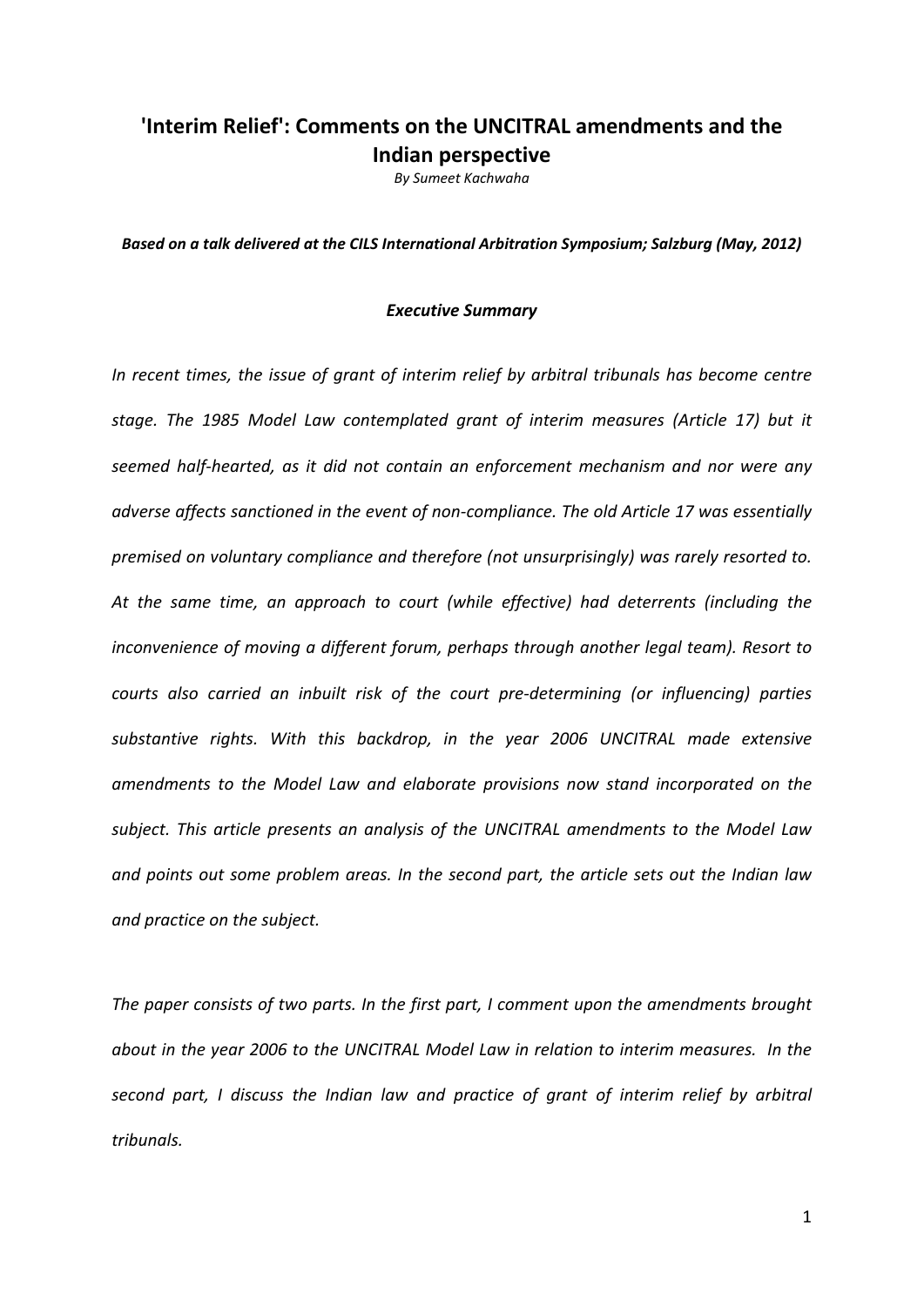# 'Interim Relief': Comments on the UNCITRAL amendments and the Indian perspective

*By Sumeet Kachwaha*

***Based on a talk delivered at the CILS International Arbitration Symposium; Salzburg (May, 2012)***

### *Executive Summary*

*In recent times, the issue of grant of interim relief by arbitral tribunals has become centre stage. The 1985 Model Law contemplated grant of interim measures (Article 17) but it seemed half-hearted, as it did not contain an enforcement mechanism and nor were any adverse affects sanctioned in the event of non-compliance. The old Article 17 was essentially premised on voluntary compliance and therefore (not unsurprisingly) was rarely resorted to. At the same time, an approach to court (while effective) had deterrents (including the inconvenience of moving a different forum, perhaps through another legal team). Resort to courts also carried an inbuilt risk of the court pre-determining (or influencing) parties substantive rights. With this backdrop, in the year 2006 UNCITRAL made extensive amendments to the Model Law and elaborate provisions now stand incorporated on the subject. This article presents an analysis of the UNCITRAL amendments to the Model Law and points out some problem areas. In the second part, the article sets out the Indian law and practice on the subject.*

*The paper consists of two parts. In the first part, I comment upon the amendments brought about in the year 2006 to the UNCITRAL Model Law in relation to interim measures. In the second part, I discuss the Indian law and practice of grant of interim relief by arbitral tribunals.*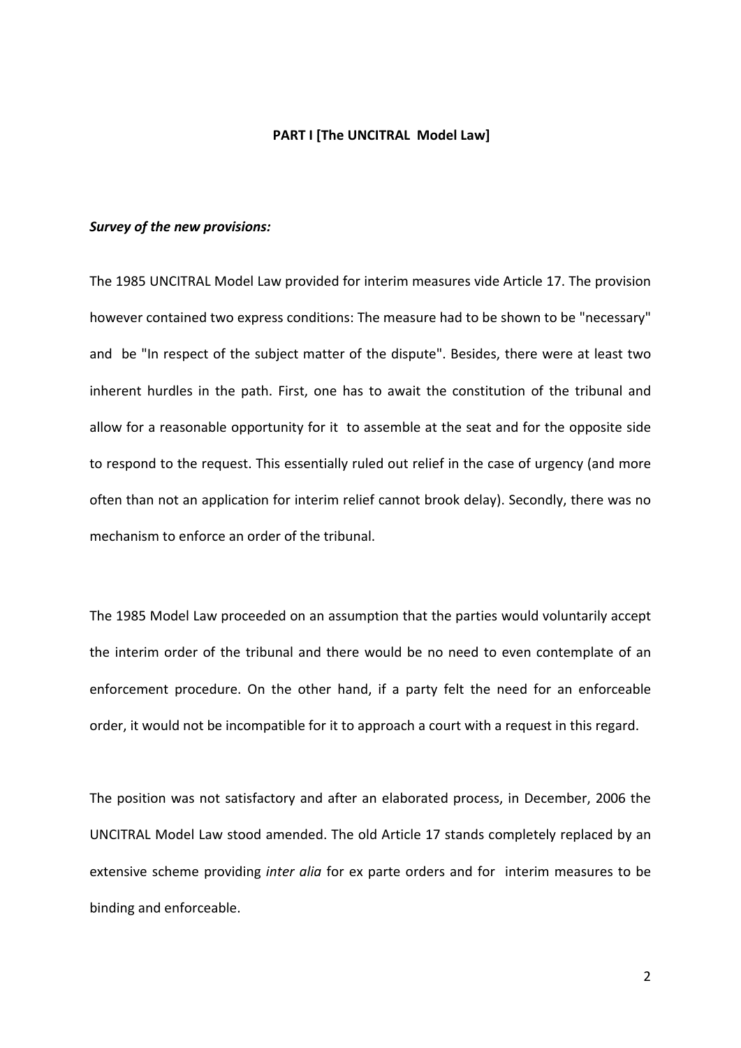## PART I [The UNCITRAL Model Law]

***Survey of the new provisions:***

The 1985 UNCITRAL Model Law provided for interim measures vide Article 17. The provision however contained two express conditions: The measure had to be shown to be "necessary" and be "In respect of the subject matter of the dispute". Besides, there were at least two inherent hurdles in the path. First, one has to await the constitution of the tribunal and allow for a reasonable opportunity for it to assemble at the seat and for the opposite side to respond to the request. This essentially ruled out relief in the case of urgency (and more often than not an application for interim relief cannot brook delay). Secondly, there was no mechanism to enforce an order of the tribunal.

The 1985 Model Law proceeded on an assumption that the parties would voluntarily accept the interim order of the tribunal and there would be no need to even contemplate of an enforcement procedure. On the other hand, if a party felt the need for an enforceable order, it would not be incompatible for it to approach a court with a request in this regard.

The position was not satisfactory and after an elaborated process, in December, 2006 the UNCITRAL Model Law stood amended. The old Article 17 stands completely replaced by an extensive scheme providing *inter alia* for ex parte orders and for interim measures to be binding and enforceable.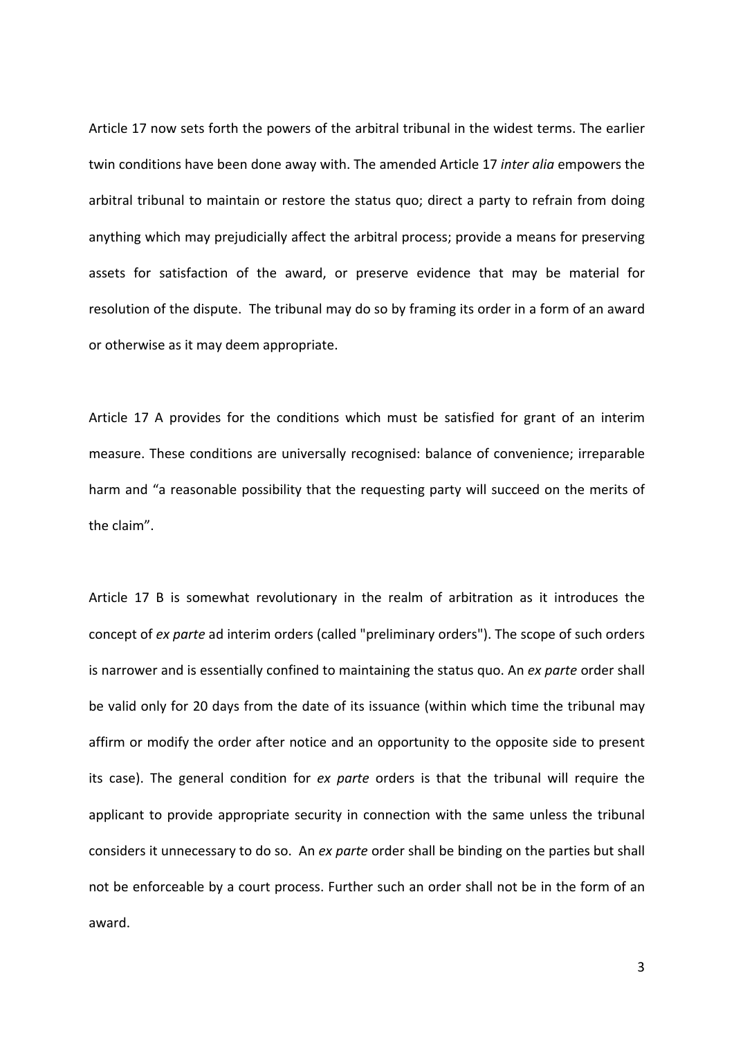Article 17 now sets forth the powers of the arbitral tribunal in the widest terms. The earlier twin conditions have been done away with. The amended Article 17 *inter alia* empowers the arbitral tribunal to maintain or restore the status quo; direct a party to refrain from doing anything which may prejudicially affect the arbitral process; provide a means for preserving assets for satisfaction of the award, or preserve evidence that may be material for resolution of the dispute. The tribunal may do so by framing its order in a form of an award or otherwise as it may deem appropriate.

Article 17 A provides for the conditions which must be satisfied for grant of an interim measure. These conditions are universally recognised: balance of convenience; irreparable harm and "a reasonable possibility that the requesting party will succeed on the merits of the claim".

Article 17 B is somewhat revolutionary in the realm of arbitration as it introduces the concept of *ex parte* ad interim orders (called "preliminary orders"). The scope of such orders is narrower and is essentially confined to maintaining the status quo. An *ex parte* order shall be valid only for 20 days from the date of its issuance (within which time the tribunal may affirm or modify the order after notice and an opportunity to the opposite side to present its case). The general condition for *ex parte* orders is that the tribunal will require the applicant to provide appropriate security in connection with the same unless the tribunal considers it unnecessary to do so. An *ex parte* order shall be binding on the parties but shall not be enforceable by a court process. Further such an order shall not be in the form of an award.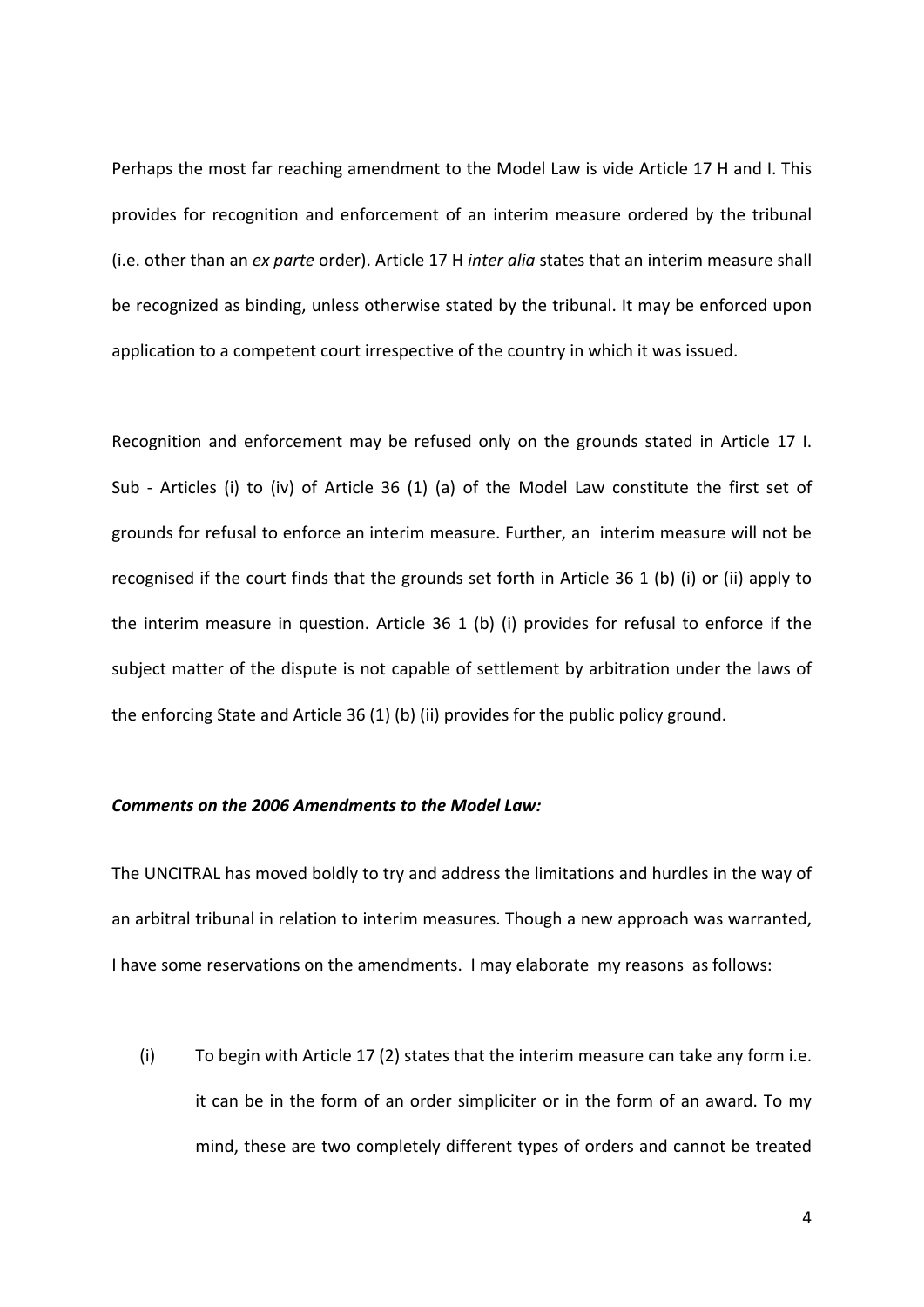Perhaps the most far reaching amendment to the Model Law is vide Article 17 H and I. This provides for recognition and enforcement of an interim measure ordered by the tribunal (i.e. other than an *ex parte* order). Article 17 H *inter alia* states that an interim measure shall be recognized as binding, unless otherwise stated by the tribunal. It may be enforced upon application to a competent court irrespective of the country in which it was issued.

Recognition and enforcement may be refused only on the grounds stated in Article 17 I. Sub - Articles (i) to (iv) of Article 36 (1) (a) of the Model Law constitute the first set of grounds for refusal to enforce an interim measure. Further, an interim measure will not be recognised if the court finds that the grounds set forth in Article 36 1 (b) (i) or (ii) apply to the interim measure in question. Article 36 1 (b) (i) provides for refusal to enforce if the subject matter of the dispute is not capable of settlement by arbitration under the laws of the enforcing State and Article 36 (1) (b) (ii) provides for the public policy ground.

***Comments on the 2006 Amendments to the Model Law:***

The UNCITRAL has moved boldly to try and address the limitations and hurdles in the way of an arbitral tribunal in relation to interim measures. Though a new approach was warranted, I have some reservations on the amendments. I may elaborate my reasons as follows:

(i) To begin with Article 17 (2) states that the interim measure can take any form i.e. it can be in the form of an order simpliciter or in the form of an award. To my mind, these are two completely different types of orders and cannot be treated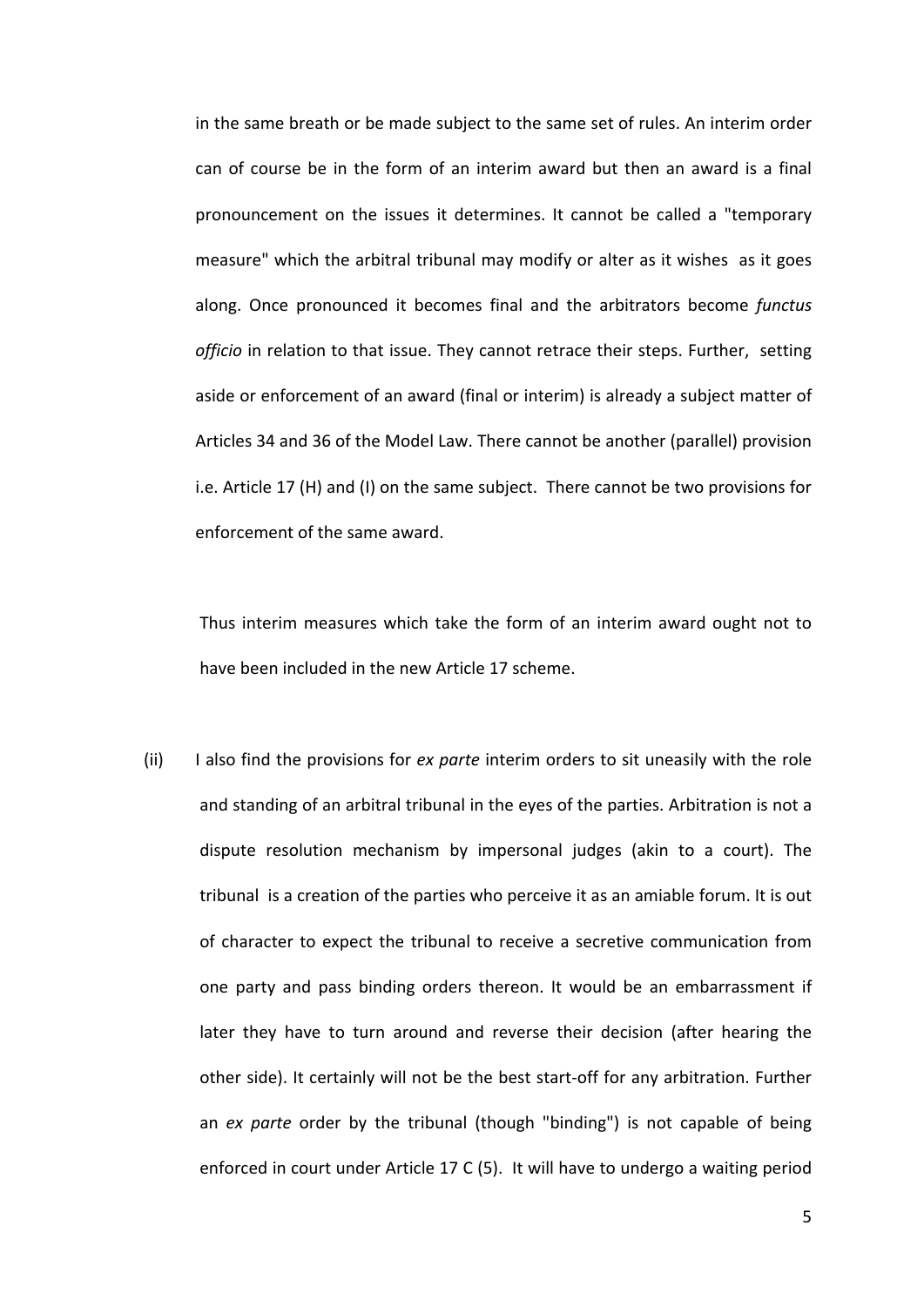in the same breath or be made subject to the same set of rules. An interim order can of course be in the form of an interim award but then an award is a final pronouncement on the issues it determines. It cannot be called a "temporary measure" which the arbitral tribunal may modify or alter as it wishes as it goes along. Once pronounced it becomes final and the arbitrators become *functus officio* in relation to that issue. They cannot retrace their steps. Further, setting aside or enforcement of an award (final or interim) is already a subject matter of Articles 34 and 36 of the Model Law. There cannot be another (parallel) provision i.e. Article 17 (H) and (I) on the same subject. There cannot be two provisions for enforcement of the same award.

Thus interim measures which take the form of an interim award ought not to have been included in the new Article 17 scheme.

(ii) I also find the provisions for *ex parte* interim orders to sit uneasily with the role and standing of an arbitral tribunal in the eyes of the parties. Arbitration is not a dispute resolution mechanism by impersonal judges (akin to a court). The tribunal is a creation of the parties who perceive it as an amiable forum. It is out of character to expect the tribunal to receive a secretive communication from one party and pass binding orders thereon. It would be an embarrassment if later they have to turn around and reverse their decision (after hearing the other side). It certainly will not be the best start-off for any arbitration. Further an *ex parte* order by the tribunal (though "binding") is not capable of being enforced in court under Article 17 C (5). It will have to undergo a waiting period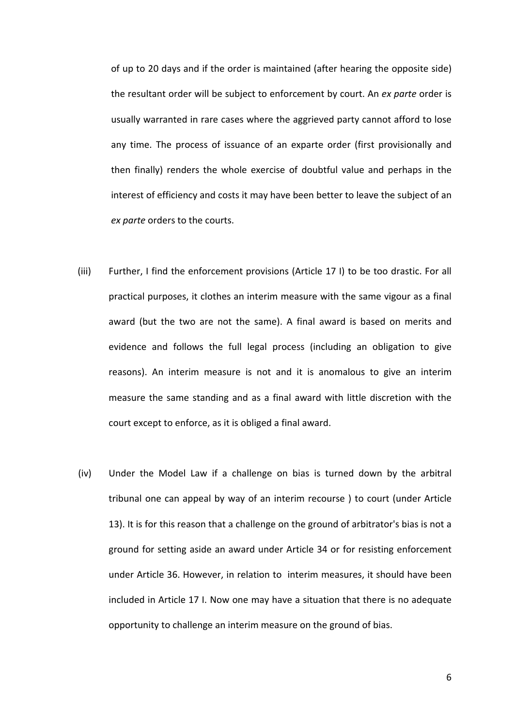of up to 20 days and if the order is maintained (after hearing the opposite side) the resultant order will be subject to enforcement by court. An *ex parte* order is usually warranted in rare cases where the aggrieved party cannot afford to lose any time. The process of issuance of an exparte order (first provisionally and then finally) renders the whole exercise of doubtful value and perhaps in the interest of efficiency and costs it may have been better to leave the subject of an *ex parte* orders to the courts.

(iii) Further, I find the enforcement provisions (Article 17 I) to be too drastic. For all practical purposes, it clothes an interim measure with the same vigour as a final award (but the two are not the same). A final award is based on merits and evidence and follows the full legal process (including an obligation to give reasons). An interim measure is not and it is anomalous to give an interim measure the same standing and as a final award with little discretion with the court except to enforce, as it is obliged a final award.

(iv) Under the Model Law if a challenge on bias is turned down by the arbitral tribunal one can appeal by way of an interim recourse ) to court (under Article 13). It is for this reason that a challenge on the ground of arbitrator's bias is not a ground for setting aside an award under Article 34 or for resisting enforcement under Article 36. However, in relation to interim measures, it should have been included in Article 17 I. Now one may have a situation that there is no adequate opportunity to challenge an interim measure on the ground of bias.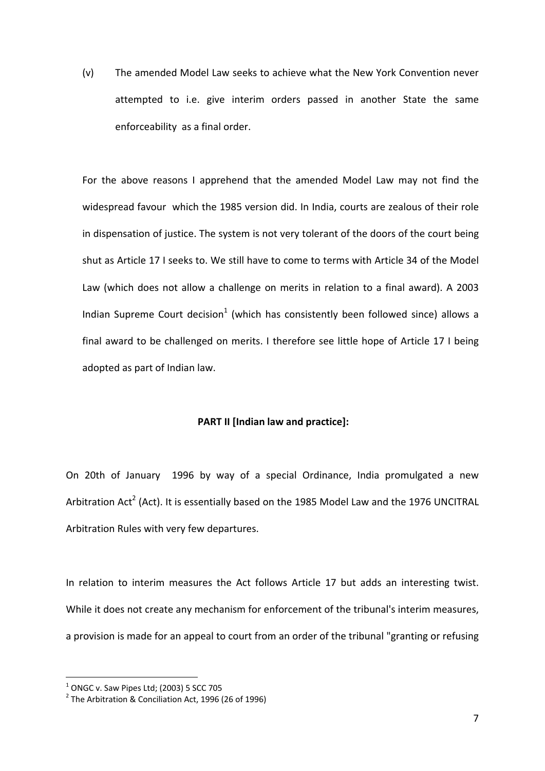(v) The amended Model Law seeks to achieve what the New York Convention never attempted to i.e. give interim orders passed in another State the same enforceability as a final order.

For the above reasons I apprehend that the amended Model Law may not find the widespread favour which the 1985 version did. In India, courts are zealous of their role in dispensation of justice. The system is not very tolerant of the doors of the court being shut as Article 17 I seeks to. We still have to come to terms with Article 34 of the Model Law (which does not allow a challenge on merits in relation to a final award). A 2003 Indian Supreme Court decision[1] (which has consistently been followed since) allows a final award to be challenged on merits. I therefore see little hope of Article 17 I being adopted as part of Indian law.

**PART II [Indian law and practice]:**

On 20th of January 1996 by way of a special Ordinance, India promulgated a new Arbitration Act[2] (Act). It is essentially based on the 1985 Model Law and the 1976 UNCITRAL Arbitration Rules with very few departures.

In relation to interim measures the Act follows Article 17 but adds an interesting twist. While it does not create any mechanism for enforcement of the tribunal's interim measures, a provision is made for an appeal to court from an order of the tribunal "granting or refusing

---

[1] ONGC v. Saw Pipes Ltd; (2003) 5 SCC 705

[2] The Arbitration & Conciliation Act, 1996 (26 of 1996)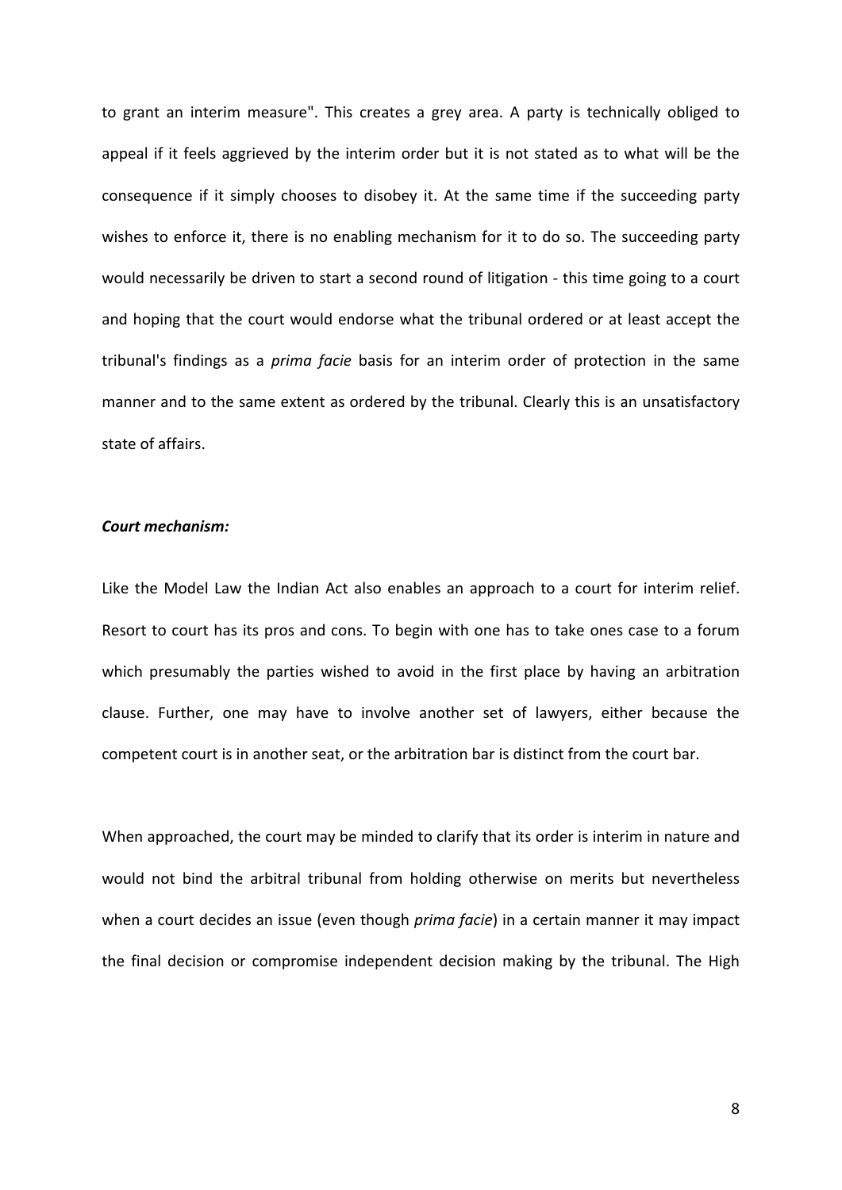to grant an interim measure". This creates a grey area. A party is technically obliged to appeal if it feels aggrieved by the interim order but it is not stated as to what will be the consequence if it simply chooses to disobey it. At the same time if the succeeding party wishes to enforce it, there is no enabling mechanism for it to do so. The succeeding party would necessarily be driven to start a second round of litigation - this time going to a court and hoping that the court would endorse what the tribunal ordered or at least accept the tribunal's findings as a *prima facie* basis for an interim order of protection in the same manner and to the same extent as ordered by the tribunal. Clearly this is an unsatisfactory state of affairs.

***Court mechanism:***

Like the Model Law the Indian Act also enables an approach to a court for interim relief. Resort to court has its pros and cons. To begin with one has to take ones case to a forum which presumably the parties wished to avoid in the first place by having an arbitration clause. Further, one may have to involve another set of lawyers, either because the competent court is in another seat, or the arbitration bar is distinct from the court bar.

When approached, the court may be minded to clarify that its order is interim in nature and would not bind the arbitral tribunal from holding otherwise on merits but nevertheless when a court decides an issue (even though *prima facie*) in a certain manner it may impact the final decision or compromise independent decision making by the tribunal. The High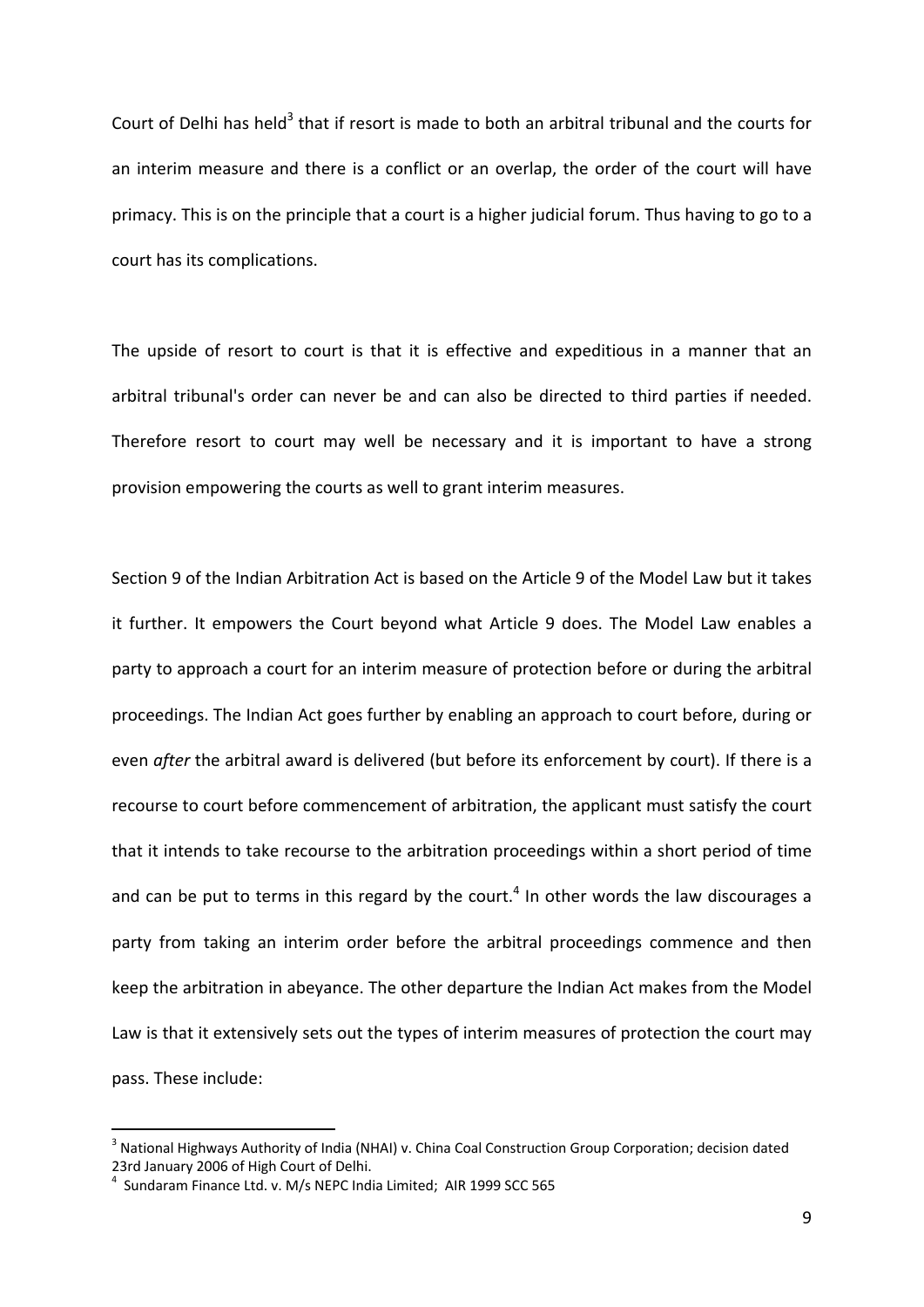Court of Delhi has held[3] that if resort is made to both an arbitral tribunal and the courts for an interim measure and there is a conflict or an overlap, the order of the court will have primacy. This is on the principle that a court is a higher judicial forum. Thus having to go to a court has its complications.

The upside of resort to court is that it is effective and expeditious in a manner that an arbitral tribunal's order can never be and can also be directed to third parties if needed. Therefore resort to court may well be necessary and it is important to have a strong provision empowering the courts as well to grant interim measures.

Section 9 of the Indian Arbitration Act is based on the Article 9 of the Model Law but it takes it further. It empowers the Court beyond what Article 9 does. The Model Law enables a party to approach a court for an interim measure of protection before or during the arbitral proceedings. The Indian Act goes further by enabling an approach to court before, during or even *after* the arbitral award is delivered (but before its enforcement by court). If there is a recourse to court before commencement of arbitration, the applicant must satisfy the court that it intends to take recourse to the arbitration proceedings within a short period of time and can be put to terms in this regard by the court.[4] In other words the law discourages a party from taking an interim order before the arbitral proceedings commence and then keep the arbitration in abeyance. The other departure the Indian Act makes from the Model Law is that it extensively sets out the types of interim measures of protection the court may pass. These include:

---

[3] National Highways Authority of India (NHAI) v. China Coal Construction Group Corporation; decision dated 23rd January 2006 of High Court of Delhi.

[4] Sundaram Finance Ltd. v. M/s NEPC India Limited; AIR 1999 SCC 565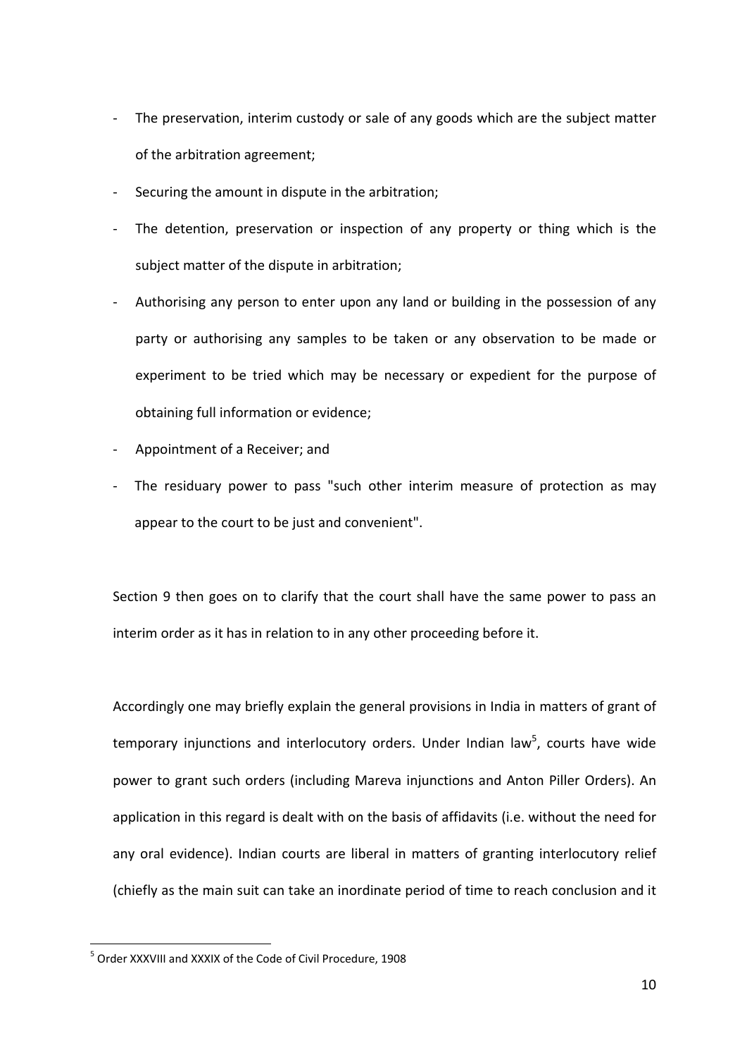- The preservation, interim custody or sale of any goods which are the subject matter of the arbitration agreement;
- Securing the amount in dispute in the arbitration;
- The detention, preservation or inspection of any property or thing which is the subject matter of the dispute in arbitration;
- Authorising any person to enter upon any land or building in the possession of any party or authorising any samples to be taken or any observation to be made or experiment to be tried which may be necessary or expedient for the purpose of obtaining full information or evidence;
- Appointment of a Receiver; and
- The residuary power to pass "such other interim measure of protection as may appear to the court to be just and convenient".

Section 9 then goes on to clarify that the court shall have the same power to pass an interim order as it has in relation to in any other proceeding before it.

Accordingly one may briefly explain the general provisions in India in matters of grant of temporary injunctions and interlocutory orders. Under Indian law[5], courts have wide power to grant such orders (including Mareva injunctions and Anton Piller Orders). An application in this regard is dealt with on the basis of affidavits (i.e. without the need for any oral evidence). Indian courts are liberal in matters of granting interlocutory relief (chiefly as the main suit can take an inordinate period of time to reach conclusion and it

[5] Order XXXVIII and XXXIX of the Code of Civil Procedure, 1908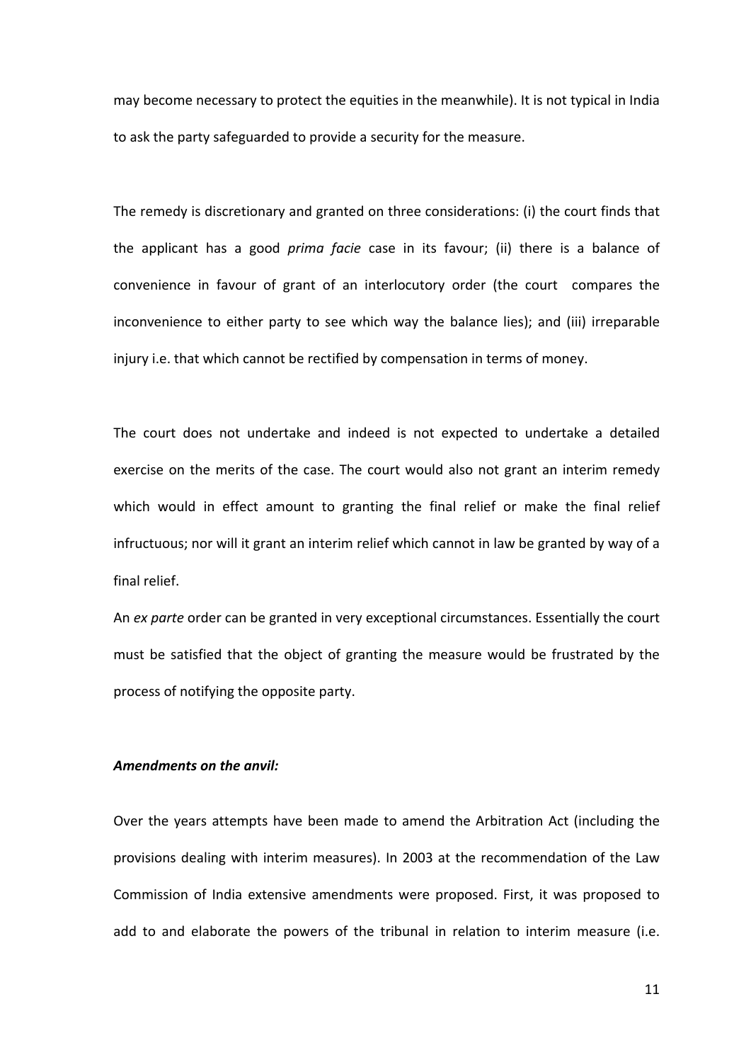may become necessary to protect the equities in the meanwhile). It is not typical in India to ask the party safeguarded to provide a security for the measure.

The remedy is discretionary and granted on three considerations: (i) the court finds that the applicant has a good *prima facie* case in its favour; (ii) there is a balance of convenience in favour of grant of an interlocutory order (the court compares the inconvenience to either party to see which way the balance lies); and (iii) irreparable injury i.e. that which cannot be rectified by compensation in terms of money.

The court does not undertake and indeed is not expected to undertake a detailed exercise on the merits of the case. The court would also not grant an interim remedy which would in effect amount to granting the final relief or make the final relief infructuous; nor will it grant an interim relief which cannot in law be granted by way of a final relief.

An *ex parte* order can be granted in very exceptional circumstances. Essentially the court must be satisfied that the object of granting the measure would be frustrated by the process of notifying the opposite party.

***Amendments on the anvil:***

Over the years attempts have been made to amend the Arbitration Act (including the provisions dealing with interim measures). In 2003 at the recommendation of the Law Commission of India extensive amendments were proposed. First, it was proposed to add to and elaborate the powers of the tribunal in relation to interim measure (i.e.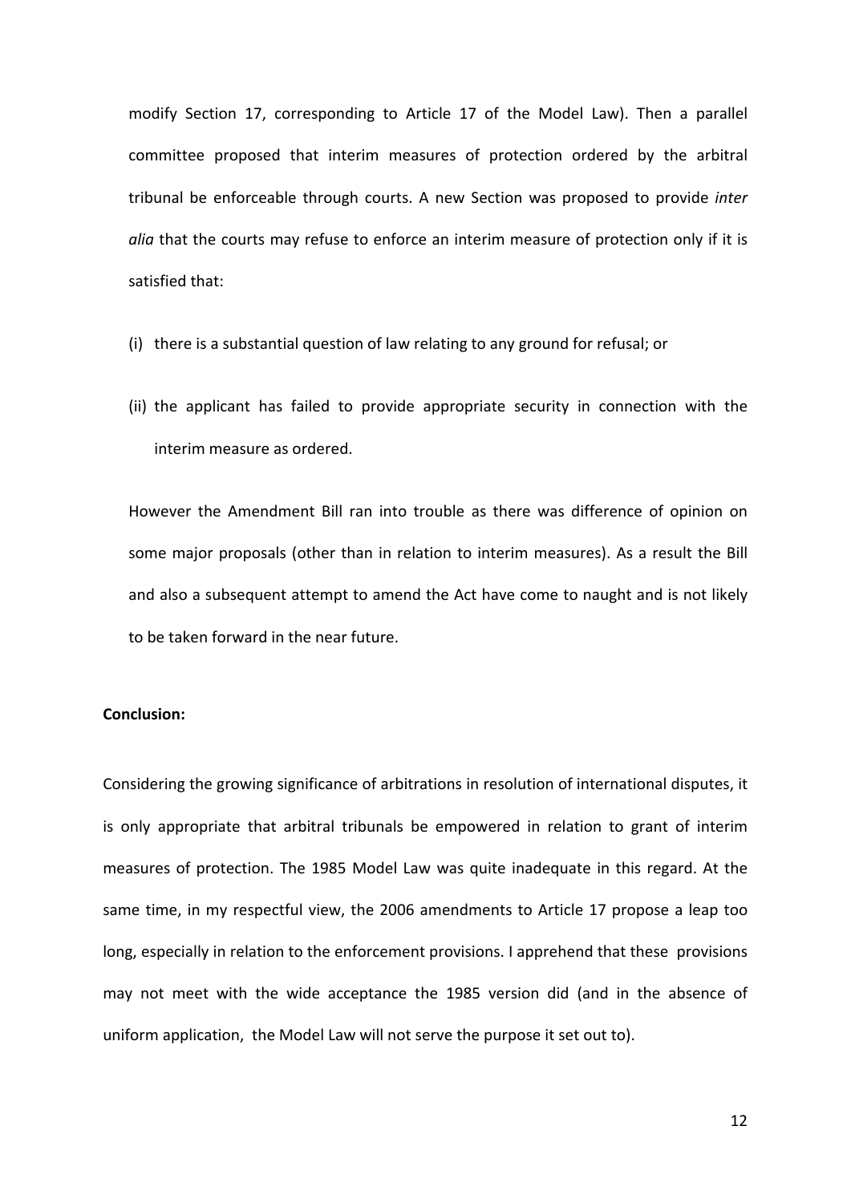modify Section 17, corresponding to Article 17 of the Model Law). Then a parallel committee proposed that interim measures of protection ordered by the arbitral tribunal be enforceable through courts. A new Section was proposed to provide *inter alia* that the courts may refuse to enforce an interim measure of protection only if it is satisfied that:

(i) there is a substantial question of law relating to any ground for refusal; or

(ii) the applicant has failed to provide appropriate security in connection with the interim measure as ordered.

However the Amendment Bill ran into trouble as there was difference of opinion on some major proposals (other than in relation to interim measures). As a result the Bill and also a subsequent attempt to amend the Act have come to naught and is not likely to be taken forward in the near future.

**Conclusion:**

Considering the growing significance of arbitrations in resolution of international disputes, it is only appropriate that arbitral tribunals be empowered in relation to grant of interim measures of protection. The 1985 Model Law was quite inadequate in this regard. At the same time, in my respectful view, the 2006 amendments to Article 17 propose a leap too long, especially in relation to the enforcement provisions. I apprehend that these provisions may not meet with the wide acceptance the 1985 version did (and in the absence of uniform application, the Model Law will not serve the purpose it set out to).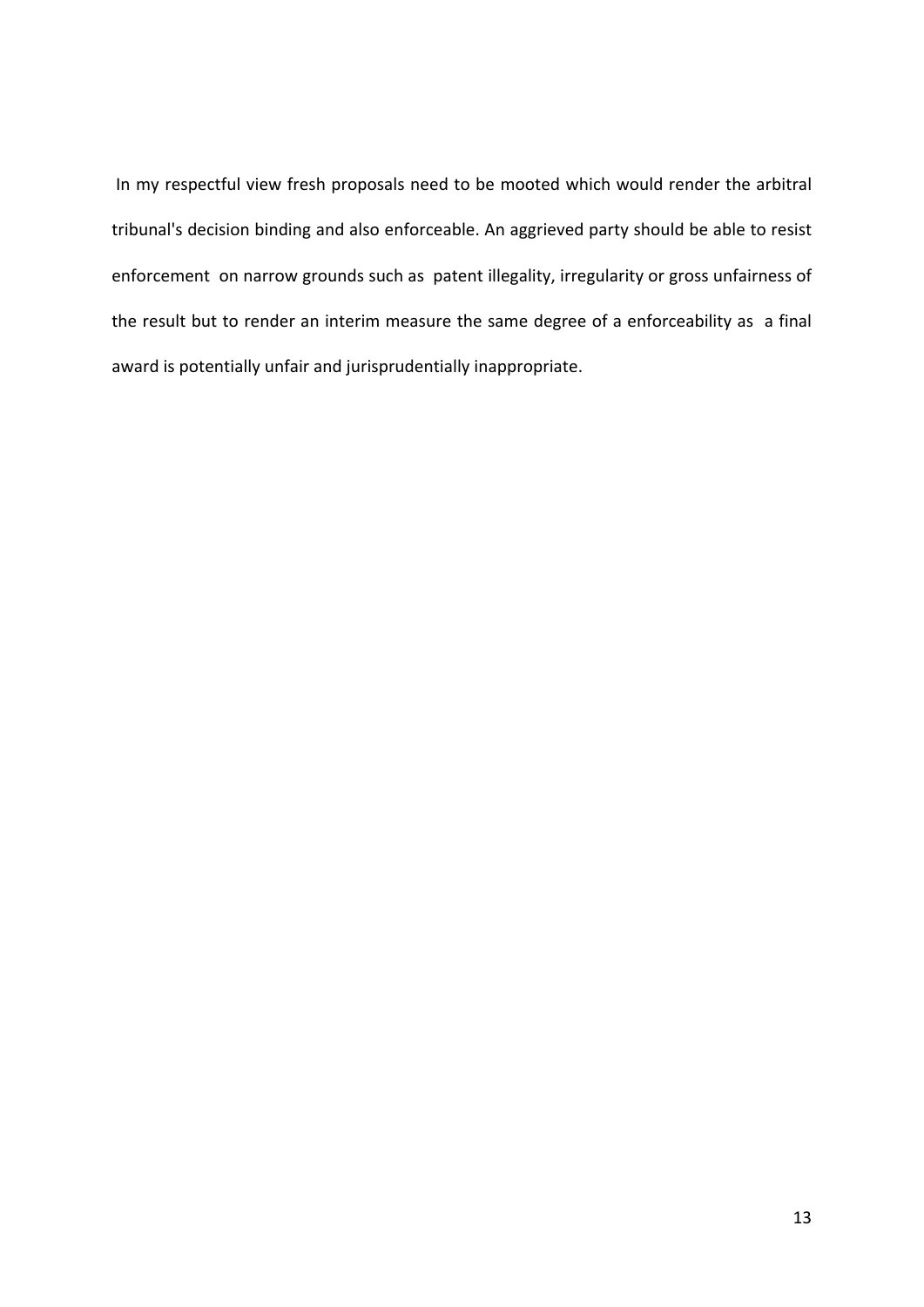In my respectful view fresh proposals need to be mooted which would render the arbitral tribunal's decision binding and also enforceable. An aggrieved party should be able to resist enforcement on narrow grounds such as patent illegality, irregularity or gross unfairness of the result but to render an interim measure the same degree of a enforceability as a final award is potentially unfair and jurisprudentially inappropriate.